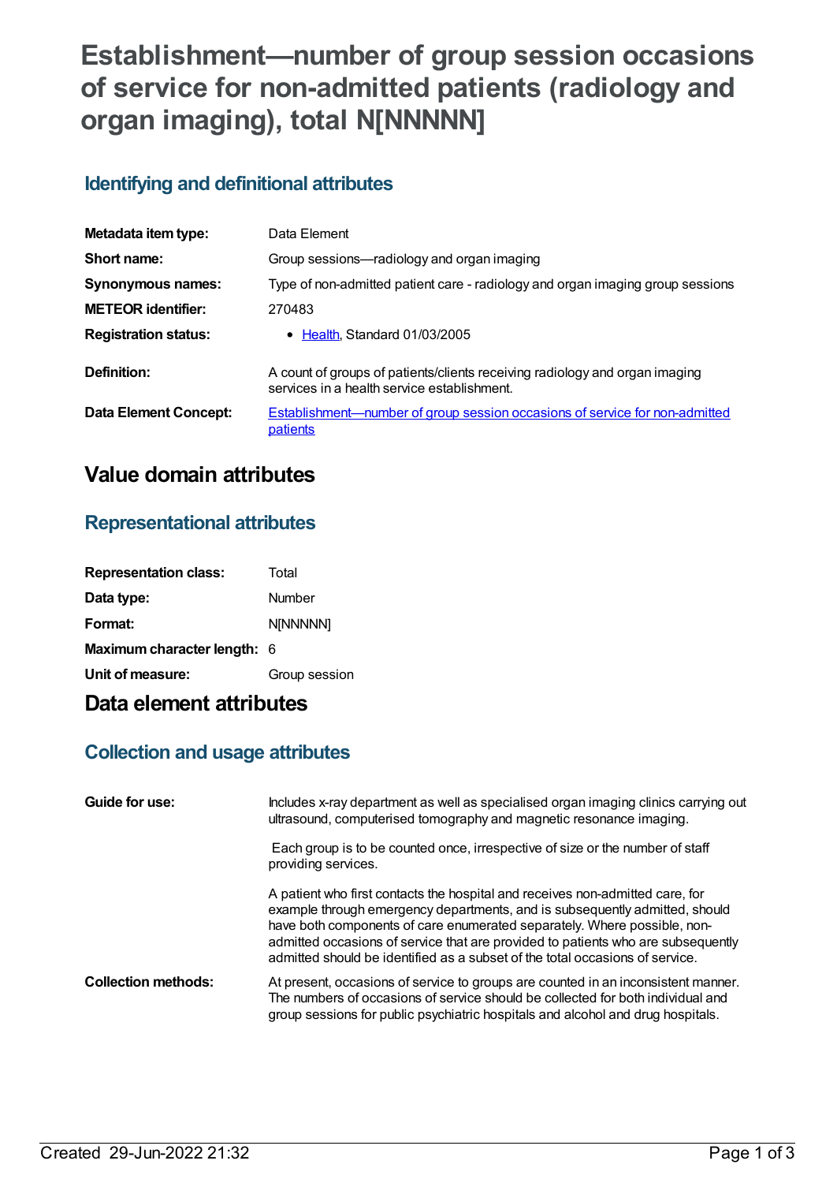# Establishment—number of group session occasions of service for non-admitted patients (radiology and organ imaging), total N[NNNNN]

## Identifying and definitional attributes

| | |
|---|---|
| **Metadata item type:** | Data Element |
| **Short name:** | Group sessions—radiology and organ imaging |
| **Synonymous names:** | Type of non-admitted patient care - radiology and organ imaging group sessions |
| **METEOR identifier:** | 270483 |
| **Registration status:** | • Health, Standard 01/03/2005 |
| **Definition:** | A count of groups of patients/clients receiving radiology and organ imaging services in a health service establishment. |
| **Data Element Concept:** | Establishment—number of group session occasions of service for non-admitted patients |

# Value domain attributes

## Representational attributes

| | |
|---|---|
| **Representation class:** | Total |
| **Data type:** | Number |
| **Format:** | N[NNNNN] |
| **Maximum character length:** | 6 |
| **Unit of measure:** | Group session |

# Data element attributes

## Collection and usage attributes

| | |
|---|---|
| **Guide for use:** | Includes x-ray department as well as specialised organ imaging clinics carrying out ultrasound, computerised tomography and magnetic resonance imaging.<br><br>Each group is to be counted once, irrespective of size or the number of staff providing services.<br><br>A patient who first contacts the hospital and receives non-admitted care, for example through emergency departments, and is subsequently admitted, should have both components of care enumerated separately. Where possible, non-admitted occasions of service that are provided to patients who are subsequently admitted should be identified as a subset of the total occasions of service. |
| **Collection methods:** | At present, occasions of service to groups are counted in an inconsistent manner. The numbers of occasions of service should be collected for both individual and group sessions for public psychiatric hospitals and alcohol and drug hospitals. |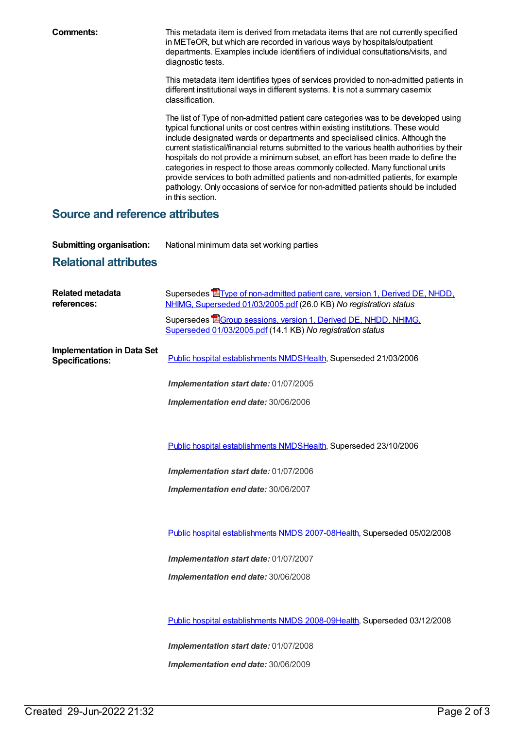**Comments:** This metadata item is derived from metadata items that are not currently specified in METeOR, but which are recorded in various ways by hospitals/outpatient departments. Examples include identifiers of individual consultations/visits, and diagnostic tests.

This metadata item identifies types of services provided to non-admitted patients in different institutional ways in different systems. It is not a summary casemix classification.

The list of Type of non-admitted patient care categories was to be developed using typical functional units or cost centres within existing institutions. These would include designated wards or departments and specialised clinics. Although the current statistical/financial returns submitted to the various health authorities by their hospitals do not provide a minimum subset, an effort has been made to define the categories in respect to those areas commonly collected. Many functional units provide services to both admitted patients and non-admitted patients, for example pathology. Only occasions of service for non-admitted patients should be included in this section.

## Source and reference attributes

**Submitting organisation:** National minimum data set working parties

## Relational attributes

**Related metadata references:**

Supersedes Type of non-admitted patient care, version 1, Derived DE, NHDD, NHIMG, Superseded 01/03/2005.pdf (26.0 KB) *No registration status*

Supersedes Group sessions, version 1, Derived DE, NHDD, NHIMG, Superseded 01/03/2005.pdf (14.1 KB) *No registration status*

**Implementation in Data Set Specifications:**

Public hospital establishments NMDSHealth, Superseded 21/03/2006

***Implementation start date:*** 01/07/2005

***Implementation end date:*** 30/06/2006

Public hospital establishments NMDSHealth, Superseded 23/10/2006

***Implementation start date:*** 01/07/2006

***Implementation end date:*** 30/06/2007

Public hospital establishments NMDS 2007-08Health, Superseded 05/02/2008

***Implementation start date:*** 01/07/2007

***Implementation end date:*** 30/06/2008

Public hospital establishments NMDS 2008-09Health, Superseded 03/12/2008

***Implementation start date:*** 01/07/2008

***Implementation end date:*** 30/06/2009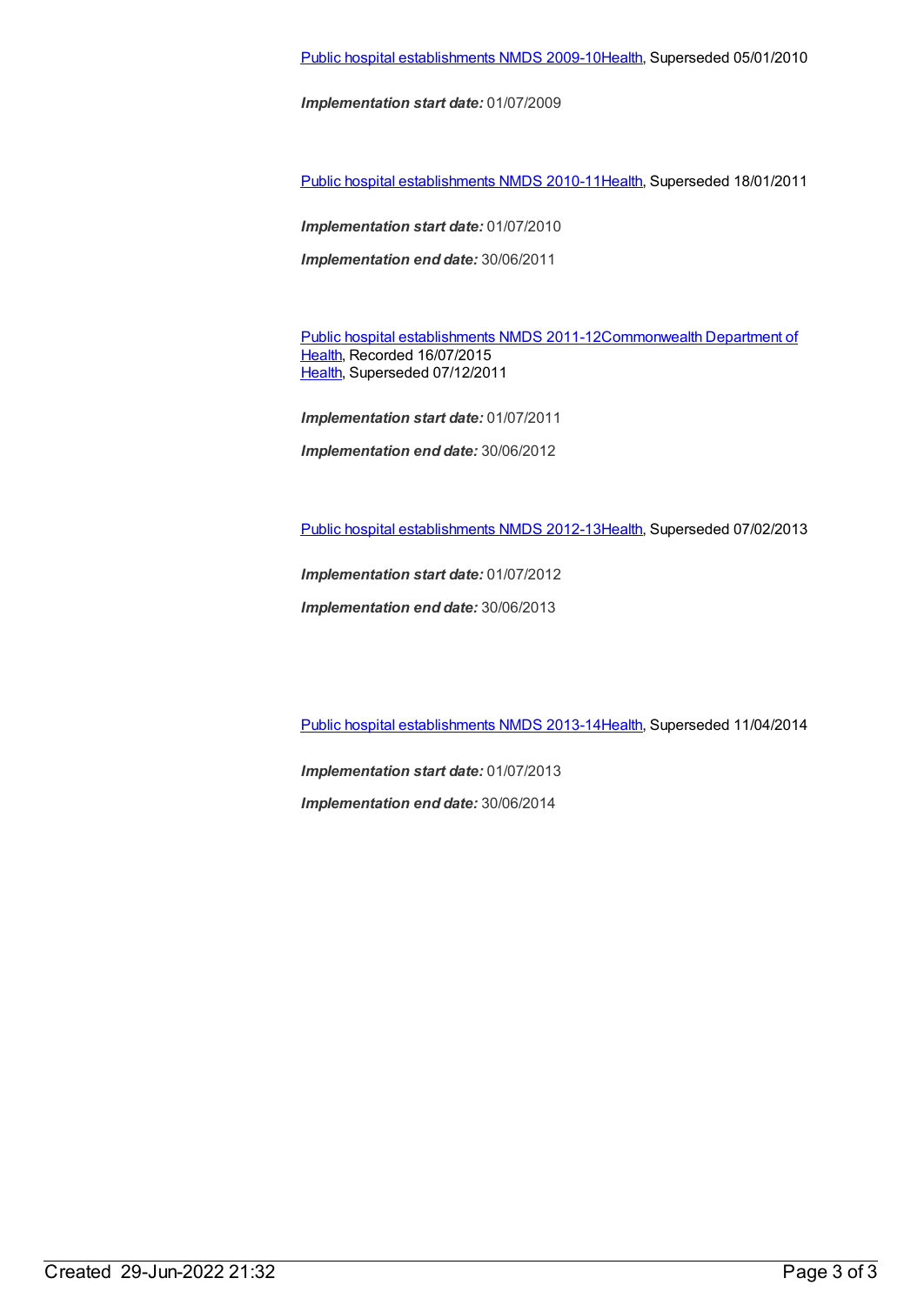Public hospital establishments NMDS 2009-10Health, Superseded 05/01/2010

***Implementation start date:*** 01/07/2009

Public hospital establishments NMDS 2010-11Health, Superseded 18/01/2011

***Implementation start date:*** 01/07/2010

***Implementation end date:*** 30/06/2011

Public hospital establishments NMDS 2011-12Commonwealth Department of Health, Recorded 16/07/2015
Health, Superseded 07/12/2011

***Implementation start date:*** 01/07/2011

***Implementation end date:*** 30/06/2012

Public hospital establishments NMDS 2012-13Health, Superseded 07/02/2013

***Implementation start date:*** 01/07/2012

***Implementation end date:*** 30/06/2013

Public hospital establishments NMDS 2013-14Health, Superseded 11/04/2014

***Implementation start date:*** 01/07/2013

***Implementation end date:*** 30/06/2014